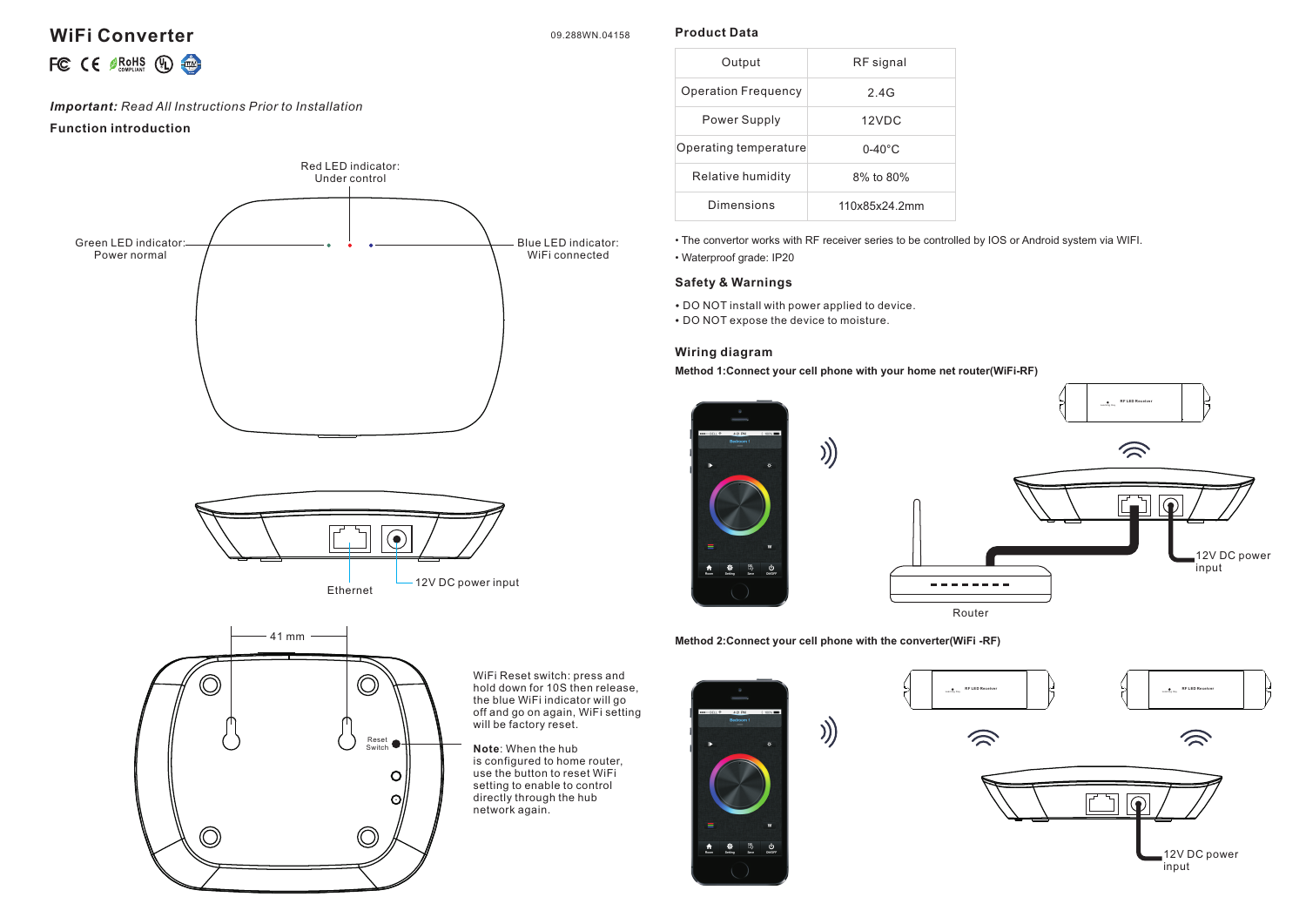# WiFi Converter

09.288WN.04158

***Important:*** *Read All Instructions Prior to Installation*

**Function introduction**

Red LED indicator: Under control

Green LED indicator: Power normal

Blue LED indicator: WiFi connected

Ethernet

12V DC power input

41 mm

Reset Switch

WiFi Reset switch: press and hold down for 10S then release, the blue WiFi indicator will go off and go on again, WiFi setting will be factory reset.

**Note**: When the hub is configured to home router, use the button to reset WiFi setting to enable to control directly through the hub network again.

## Product Data

| Output | RF signal |
|---|---|
| Operation Frequency | 2.4G |
| Power Supply | 12VDC |
| Operating temperature | 0-40°C |
| Relative humidity | 8% to 80% |
| Dimensions | 110x85x24.2mm |

- The convertor works with RF receiver series to be controlled by IOS or Android system via WIFI.
- Waterproof grade: IP20

## Safety & Warnings

- DO NOT install with power applied to device.
- DO NOT expose the device to moisture.

## Wiring diagram

**Method 1:Connect your cell phone with your home net router(WiFi-RF)**

RF LED Receiver

12V DC power input

Router

**Method 2:Connect your cell phone with the converter(WiFi -RF)**

RF LED Receiver

RF LED Receiver

12V DC power input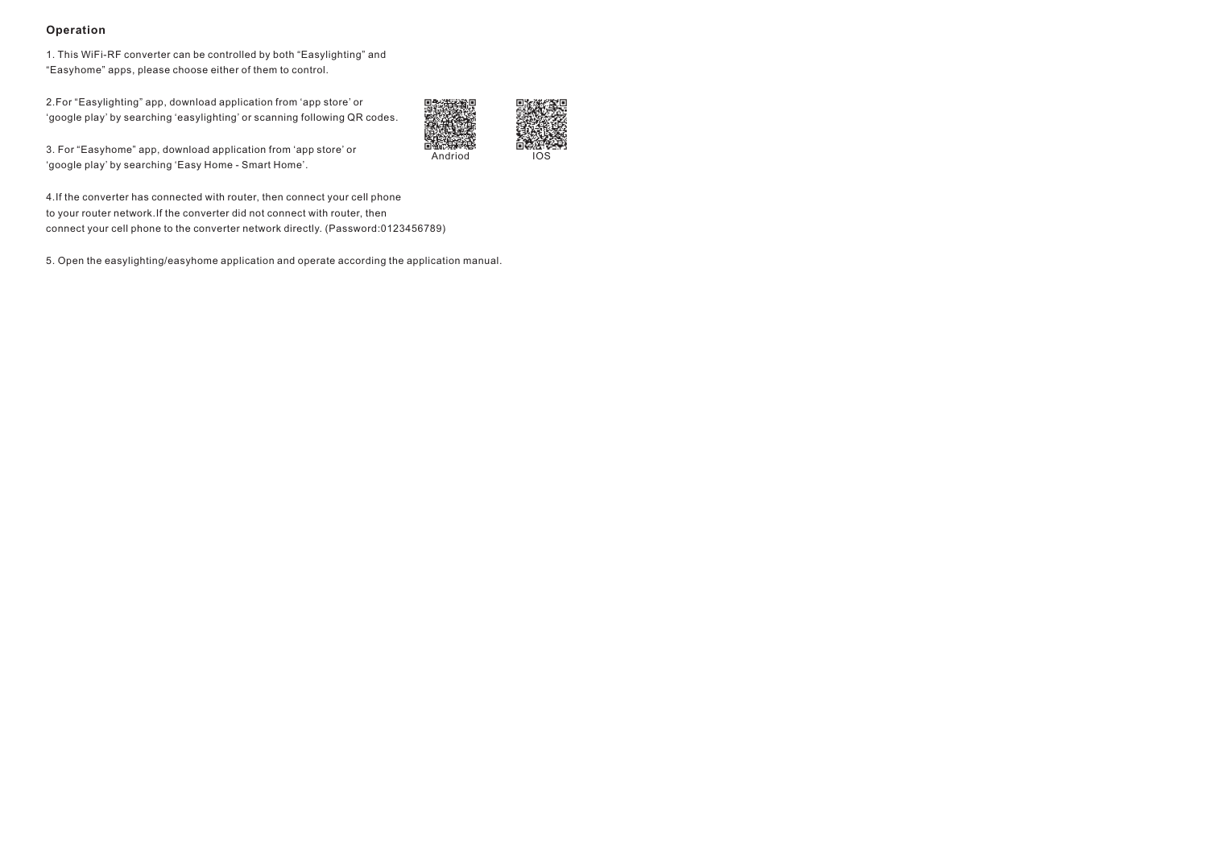## Operation

1. This WiFi-RF converter can be controlled by both “Easylighting” and “Easyhome” apps, please choose either of them to control.

2.For “Easylighting” app, download application from ‘app store’ or ‘google play’ by searching ‘easylighting’ or scanning following QR codes.

Andriod

IOS

3. For “Easyhome” app, download application from ‘app store’ or ‘google play’ by searching ‘Easy Home - Smart Home’.

4.If the converter has connected with router, then connect your cell phone to your router network.If the converter did not connect with router, then connect your cell phone to the converter network directly. (Password:0123456789)

5. Open the easylighting/easyhome application and operate according the application manual.